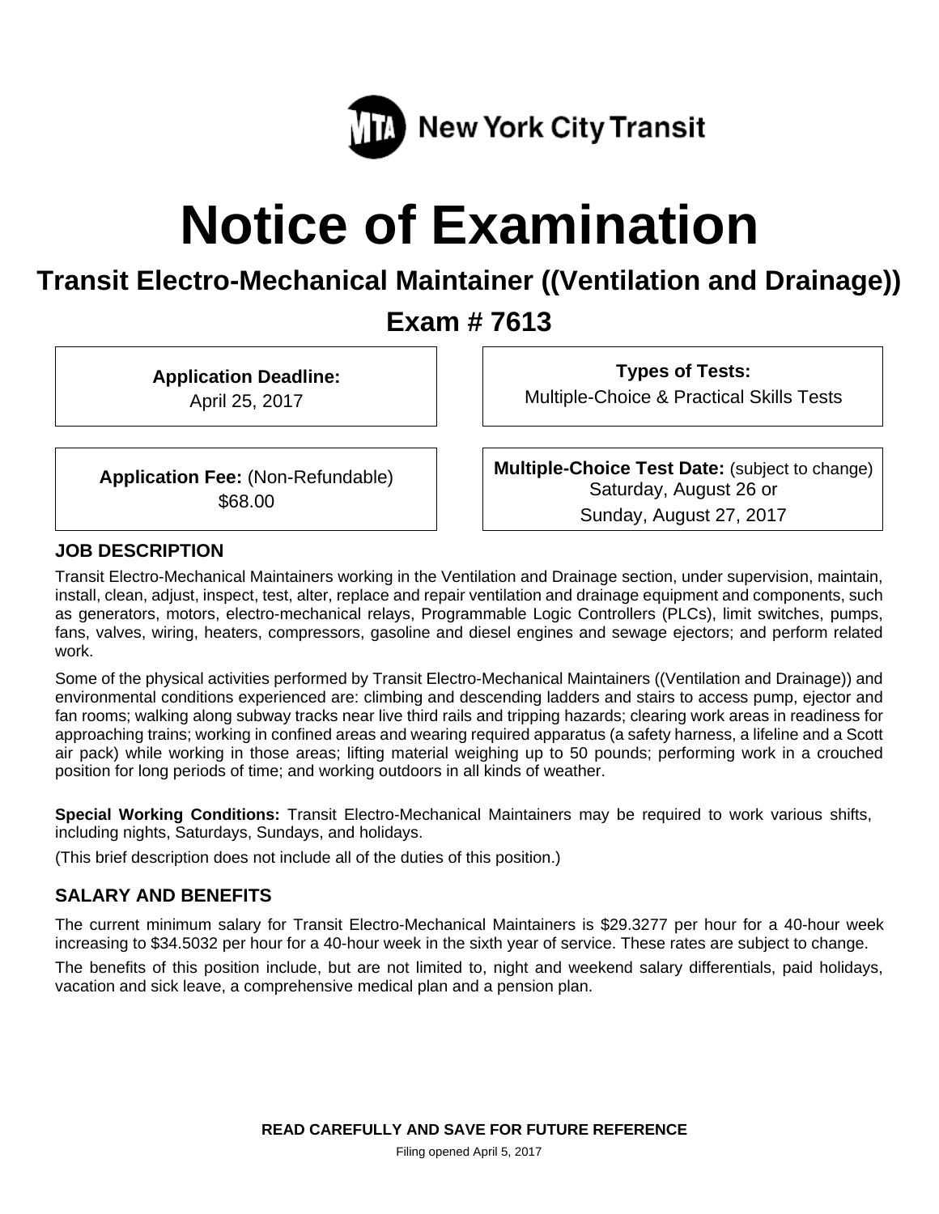New York City Transit

# Notice of Examination

## Transit Electro-Mechanical Maintainer ((Ventilation and Drainage))

## Exam # 7613

**Application Deadline:**
April 25, 2017

**Types of Tests:**
Multiple-Choice & Practical Skills Tests

**Application Fee:** (Non-Refundable)
$68.00

**Multiple-Choice Test Date:** (subject to change)
Saturday, August 26 or
Sunday, August 27, 2017

### JOB DESCRIPTION

Transit Electro-Mechanical Maintainers working in the Ventilation and Drainage section, under supervision, maintain, install, clean, adjust, inspect, test, alter, replace and repair ventilation and drainage equipment and components, such as generators, motors, electro-mechanical relays, Programmable Logic Controllers (PLCs), limit switches, pumps, fans, valves, wiring, heaters, compressors, gasoline and diesel engines and sewage ejectors; and perform related work.

Some of the physical activities performed by Transit Electro-Mechanical Maintainers ((Ventilation and Drainage)) and environmental conditions experienced are: climbing and descending ladders and stairs to access pump, ejector and fan rooms; walking along subway tracks near live third rails and tripping hazards; clearing work areas in readiness for approaching trains; working in confined areas and wearing required apparatus (a safety harness, a lifeline and a Scott air pack) while working in those areas; lifting material weighing up to 50 pounds; performing work in a crouched position for long periods of time; and working outdoors in all kinds of weather.

**Special Working Conditions:** Transit Electro-Mechanical Maintainers may be required to work various shifts, including nights, Saturdays, Sundays, and holidays.

(This brief description does not include all of the duties of this position.)

### SALARY AND BENEFITS

The current minimum salary for Transit Electro-Mechanical Maintainers is $29.3277 per hour for a 40-hour week increasing to $34.5032 per hour for a 40-hour week in the sixth year of service. These rates are subject to change.

The benefits of this position include, but are not limited to, night and weekend salary differentials, paid holidays, vacation and sick leave, a comprehensive medical plan and a pension plan.

**READ CAREFULLY AND SAVE FOR FUTURE REFERENCE**

Filing opened April 5, 2017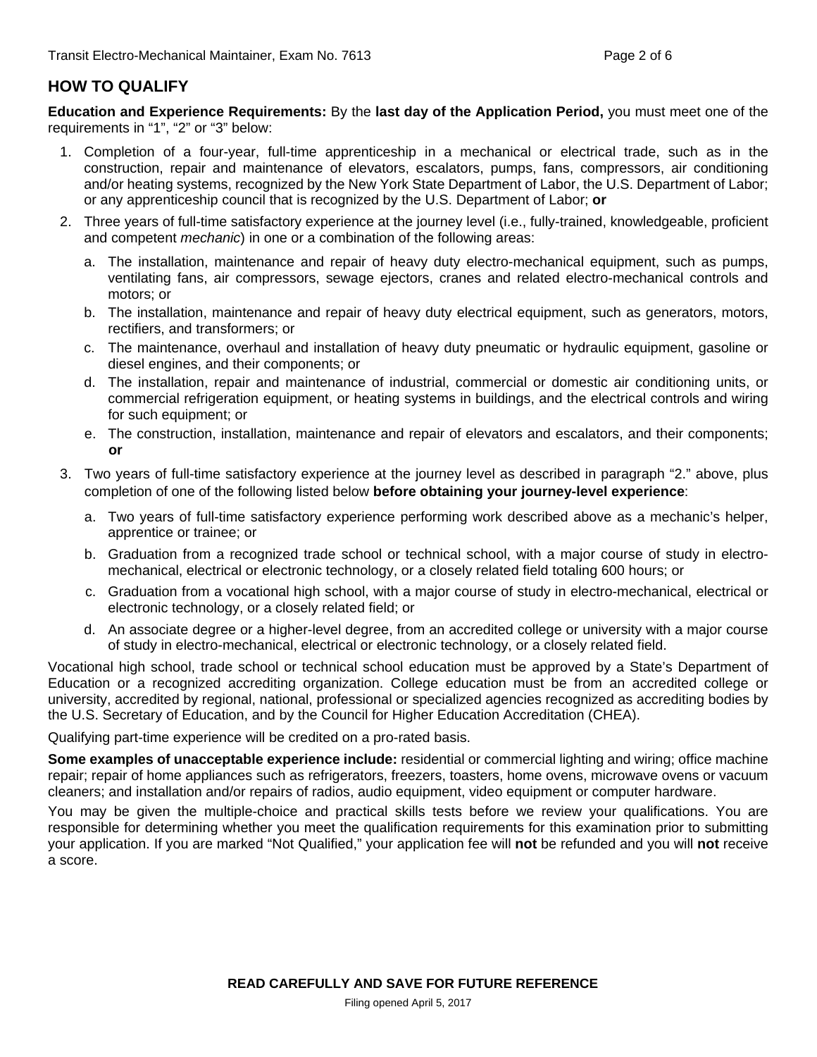## HOW TO QUALIFY

**Education and Experience Requirements:** By the **last day of the Application Period,** you must meet one of the requirements in "1", "2" or "3" below:

1. Completion of a four-year, full-time apprenticeship in a mechanical or electrical trade, such as in the construction, repair and maintenance of elevators, escalators, pumps, fans, compressors, air conditioning and/or heating systems, recognized by the New York State Department of Labor, the U.S. Department of Labor; or any apprenticeship council that is recognized by the U.S. Department of Labor; **or**
2. Three years of full-time satisfactory experience at the journey level (i.e., fully-trained, knowledgeable, proficient and competent *mechanic*) in one or a combination of the following areas:
   a. The installation, maintenance and repair of heavy duty electro-mechanical equipment, such as pumps, ventilating fans, air compressors, sewage ejectors, cranes and related electro-mechanical controls and motors; or
   b. The installation, maintenance and repair of heavy duty electrical equipment, such as generators, motors, rectifiers, and transformers; or
   c. The maintenance, overhaul and installation of heavy duty pneumatic or hydraulic equipment, gasoline or diesel engines, and their components; or
   d. The installation, repair and maintenance of industrial, commercial or domestic air conditioning units, or commercial refrigeration equipment, or heating systems in buildings, and the electrical controls and wiring for such equipment; or
   e. The construction, installation, maintenance and repair of elevators and escalators, and their components; **or**
3. Two years of full-time satisfactory experience at the journey level as described in paragraph "2." above, plus completion of one of the following listed below **before obtaining your journey-level experience**:
   a. Two years of full-time satisfactory experience performing work described above as a mechanic's helper, apprentice or trainee; or
   b. Graduation from a recognized trade school or technical school, with a major course of study in electro-mechanical, electrical or electronic technology, or a closely related field totaling 600 hours; or
   c. Graduation from a vocational high school, with a major course of study in electro-mechanical, electrical or electronic technology, or a closely related field; or
   d. An associate degree or a higher-level degree, from an accredited college or university with a major course of study in electro-mechanical, electrical or electronic technology, or a closely related field.

Vocational high school, trade school or technical school education must be approved by a State's Department of Education or a recognized accrediting organization. College education must be from an accredited college or university, accredited by regional, national, professional or specialized agencies recognized as accrediting bodies by the U.S. Secretary of Education, and by the Council for Higher Education Accreditation (CHEA).

Qualifying part-time experience will be credited on a pro-rated basis.

**Some examples of unacceptable experience include:** residential or commercial lighting and wiring; office machine repair; repair of home appliances such as refrigerators, freezers, toasters, home ovens, microwave ovens or vacuum cleaners; and installation and/or repairs of radios, audio equipment, video equipment or computer hardware.

You may be given the multiple-choice and practical skills tests before we review your qualifications. You are responsible for determining whether you meet the qualification requirements for this examination prior to submitting your application. If you are marked "Not Qualified," your application fee will **not** be refunded and you will **not** receive a score.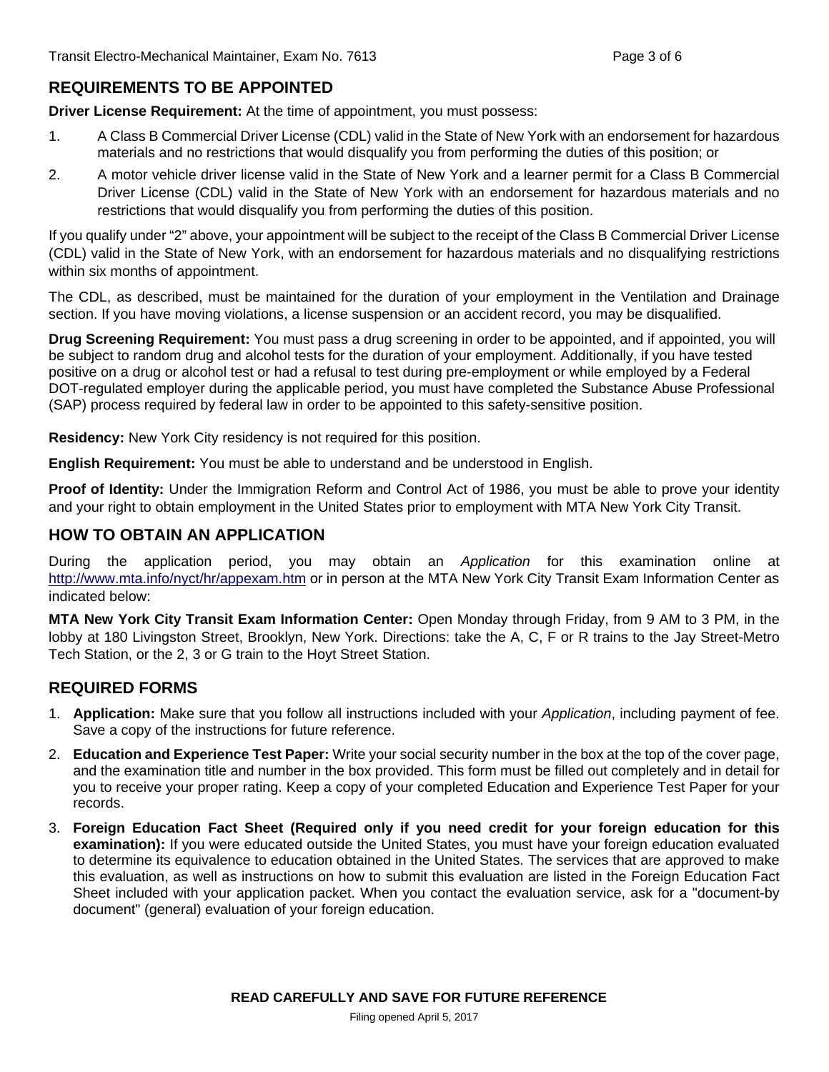## REQUIREMENTS TO BE APPOINTED

**Driver License Requirement:** At the time of appointment, you must possess:

1. A Class B Commercial Driver License (CDL) valid in the State of New York with an endorsement for hazardous materials and no restrictions that would disqualify you from performing the duties of this position; or
2. A motor vehicle driver license valid in the State of New York and a learner permit for a Class B Commercial Driver License (CDL) valid in the State of New York with an endorsement for hazardous materials and no restrictions that would disqualify you from performing the duties of this position.

If you qualify under "2" above, your appointment will be subject to the receipt of the Class B Commercial Driver License (CDL) valid in the State of New York, with an endorsement for hazardous materials and no disqualifying restrictions within six months of appointment.

The CDL, as described, must be maintained for the duration of your employment in the Ventilation and Drainage section. If you have moving violations, a license suspension or an accident record, you may be disqualified.

**Drug Screening Requirement:** You must pass a drug screening in order to be appointed, and if appointed, you will be subject to random drug and alcohol tests for the duration of your employment. Additionally, if you have tested positive on a drug or alcohol test or had a refusal to test during pre-employment or while employed by a Federal DOT-regulated employer during the applicable period, you must have completed the Substance Abuse Professional (SAP) process required by federal law in order to be appointed to this safety-sensitive position.

**Residency:** New York City residency is not required for this position.

**English Requirement:** You must be able to understand and be understood in English.

**Proof of Identity:** Under the Immigration Reform and Control Act of 1986, you must be able to prove your identity and your right to obtain employment in the United States prior to employment with MTA New York City Transit.

## HOW TO OBTAIN AN APPLICATION

During the application period, you may obtain an *Application* for this examination online at http://www.mta.info/nyct/hr/appexam.htm or in person at the MTA New York City Transit Exam Information Center as indicated below:

**MTA New York City Transit Exam Information Center:** Open Monday through Friday, from 9 AM to 3 PM, in the lobby at 180 Livingston Street, Brooklyn, New York. Directions: take the A, C, F or R trains to the Jay Street-Metro Tech Station, or the 2, 3 or G train to the Hoyt Street Station.

## REQUIRED FORMS

1. **Application:** Make sure that you follow all instructions included with your *Application*, including payment of fee. Save a copy of the instructions for future reference.
2. **Education and Experience Test Paper:** Write your social security number in the box at the top of the cover page, and the examination title and number in the box provided. This form must be filled out completely and in detail for you to receive your proper rating. Keep a copy of your completed Education and Experience Test Paper for your records.
3. **Foreign Education Fact Sheet (Required only if you need credit for your foreign education for this examination):** If you were educated outside the United States, you must have your foreign education evaluated to determine its equivalence to education obtained in the United States. The services that are approved to make this evaluation, as well as instructions on how to submit this evaluation are listed in the Foreign Education Fact Sheet included with your application packet. When you contact the evaluation service, ask for a "document-by document" (general) evaluation of your foreign education.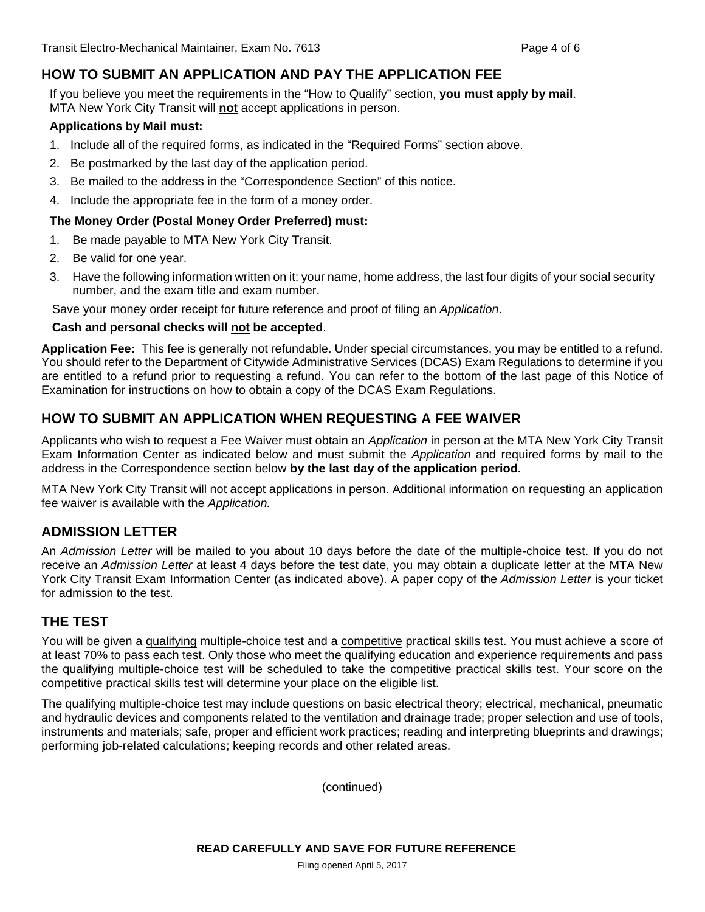## HOW TO SUBMIT AN APPLICATION AND PAY THE APPLICATION FEE

If you believe you meet the requirements in the "How to Qualify" section, **you must apply by mail**. MTA New York City Transit will **not** accept applications in person.

**Applications by Mail must:**

1. Include all of the required forms, as indicated in the "Required Forms" section above.
2. Be postmarked by the last day of the application period.
3. Be mailed to the address in the "Correspondence Section" of this notice.
4. Include the appropriate fee in the form of a money order.

**The Money Order (Postal Money Order Preferred) must:**

1. Be made payable to MTA New York City Transit.
2. Be valid for one year.
3. Have the following information written on it: your name, home address, the last four digits of your social security number, and the exam title and exam number.

Save your money order receipt for future reference and proof of filing an *Application*.

**Cash and personal checks will not be accepted**.

**Application Fee:** This fee is generally not refundable. Under special circumstances, you may be entitled to a refund. You should refer to the Department of Citywide Administrative Services (DCAS) Exam Regulations to determine if you are entitled to a refund prior to requesting a refund. You can refer to the bottom of the last page of this Notice of Examination for instructions on how to obtain a copy of the DCAS Exam Regulations.

## HOW TO SUBMIT AN APPLICATION WHEN REQUESTING A FEE WAIVER

Applicants who wish to request a Fee Waiver must obtain an *Application* in person at the MTA New York City Transit Exam Information Center as indicated below and must submit the *Application* and required forms by mail to the address in the Correspondence section below **by the last day of the application period.**

MTA New York City Transit will not accept applications in person. Additional information on requesting an application fee waiver is available with the *Application.*

## ADMISSION LETTER

An *Admission Letter* will be mailed to you about 10 days before the date of the multiple-choice test. If you do not receive an *Admission Letter* at least 4 days before the test date, you may obtain a duplicate letter at the MTA New York City Transit Exam Information Center (as indicated above). A paper copy of the *Admission Letter* is your ticket for admission to the test.

## THE TEST

You will be given a qualifying multiple-choice test and a competitive practical skills test. You must achieve a score of at least 70% to pass each test. Only those who meet the qualifying education and experience requirements and pass the qualifying multiple-choice test will be scheduled to take the competitive practical skills test. Your score on the competitive practical skills test will determine your place on the eligible list.

The qualifying multiple-choice test may include questions on basic electrical theory; electrical, mechanical, pneumatic and hydraulic devices and components related to the ventilation and drainage trade; proper selection and use of tools, instruments and materials; safe, proper and efficient work practices; reading and interpreting blueprints and drawings; performing job-related calculations; keeping records and other related areas.

(continued)

**READ CAREFULLY AND SAVE FOR FUTURE REFERENCE**

Filing opened April 5, 2017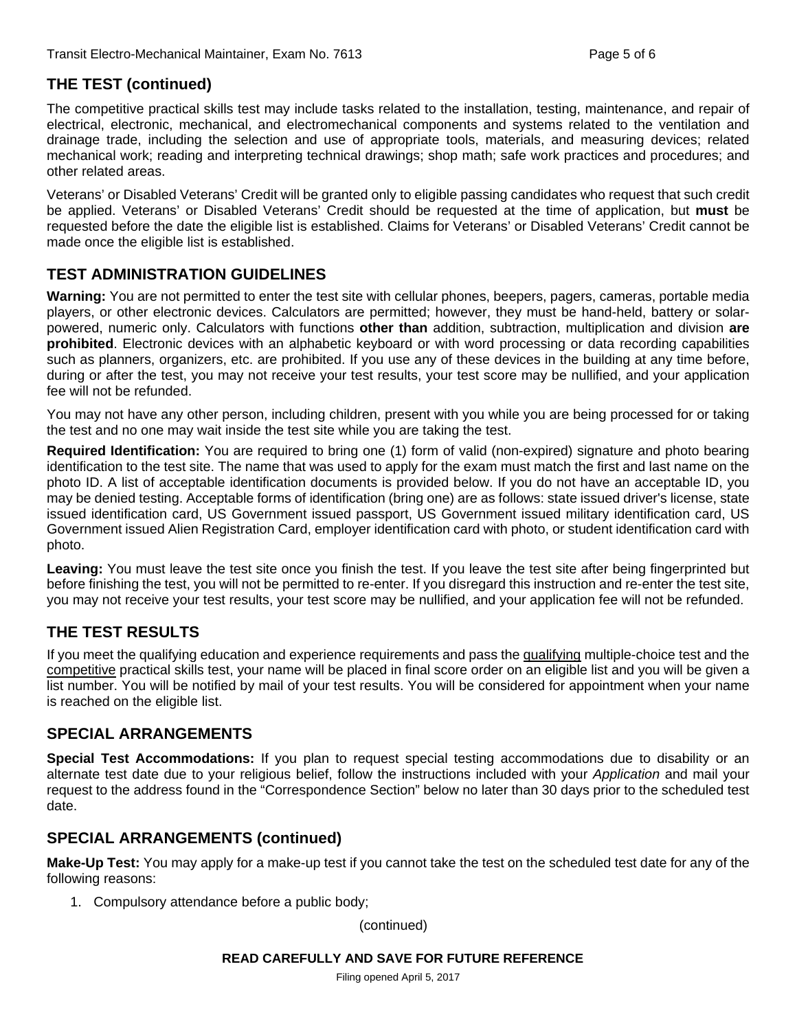## THE TEST (continued)

The competitive practical skills test may include tasks related to the installation, testing, maintenance, and repair of electrical, electronic, mechanical, and electromechanical components and systems related to the ventilation and drainage trade, including the selection and use of appropriate tools, materials, and measuring devices; related mechanical work; reading and interpreting technical drawings; shop math; safe work practices and procedures; and other related areas.

Veterans' or Disabled Veterans' Credit will be granted only to eligible passing candidates who request that such credit be applied. Veterans' or Disabled Veterans' Credit should be requested at the time of application, but **must** be requested before the date the eligible list is established. Claims for Veterans' or Disabled Veterans' Credit cannot be made once the eligible list is established.

## TEST ADMINISTRATION GUIDELINES

**Warning:** You are not permitted to enter the test site with cellular phones, beepers, pagers, cameras, portable media players, or other electronic devices. Calculators are permitted; however, they must be hand-held, battery or solar-powered, numeric only. Calculators with functions **other than** addition, subtraction, multiplication and division **are prohibited**. Electronic devices with an alphabetic keyboard or with word processing or data recording capabilities such as planners, organizers, etc. are prohibited. If you use any of these devices in the building at any time before, during or after the test, you may not receive your test results, your test score may be nullified, and your application fee will not be refunded.

You may not have any other person, including children, present with you while you are being processed for or taking the test and no one may wait inside the test site while you are taking the test.

**Required Identification:** You are required to bring one (1) form of valid (non-expired) signature and photo bearing identification to the test site. The name that was used to apply for the exam must match the first and last name on the photo ID. A list of acceptable identification documents is provided below. If you do not have an acceptable ID, you may be denied testing. Acceptable forms of identification (bring one) are as follows: state issued driver's license, state issued identification card, US Government issued passport, US Government issued military identification card, US Government issued Alien Registration Card, employer identification card with photo, or student identification card with photo.

**Leaving:** You must leave the test site once you finish the test. If you leave the test site after being fingerprinted but before finishing the test, you will not be permitted to re-enter. If you disregard this instruction and re-enter the test site, you may not receive your test results, your test score may be nullified, and your application fee will not be refunded.

## THE TEST RESULTS

If you meet the qualifying education and experience requirements and pass the qualifying multiple-choice test and the competitive practical skills test, your name will be placed in final score order on an eligible list and you will be given a list number. You will be notified by mail of your test results. You will be considered for appointment when your name is reached on the eligible list.

## SPECIAL ARRANGEMENTS

**Special Test Accommodations:** If you plan to request special testing accommodations due to disability or an alternate test date due to your religious belief, follow the instructions included with your *Application* and mail your request to the address found in the "Correspondence Section" below no later than 30 days prior to the scheduled test date.

## SPECIAL ARRANGEMENTS (continued)

**Make-Up Test:** You may apply for a make-up test if you cannot take the test on the scheduled test date for any of the following reasons:

1. Compulsory attendance before a public body;

(continued)

**READ CAREFULLY AND SAVE FOR FUTURE REFERENCE**

Filing opened April 5, 2017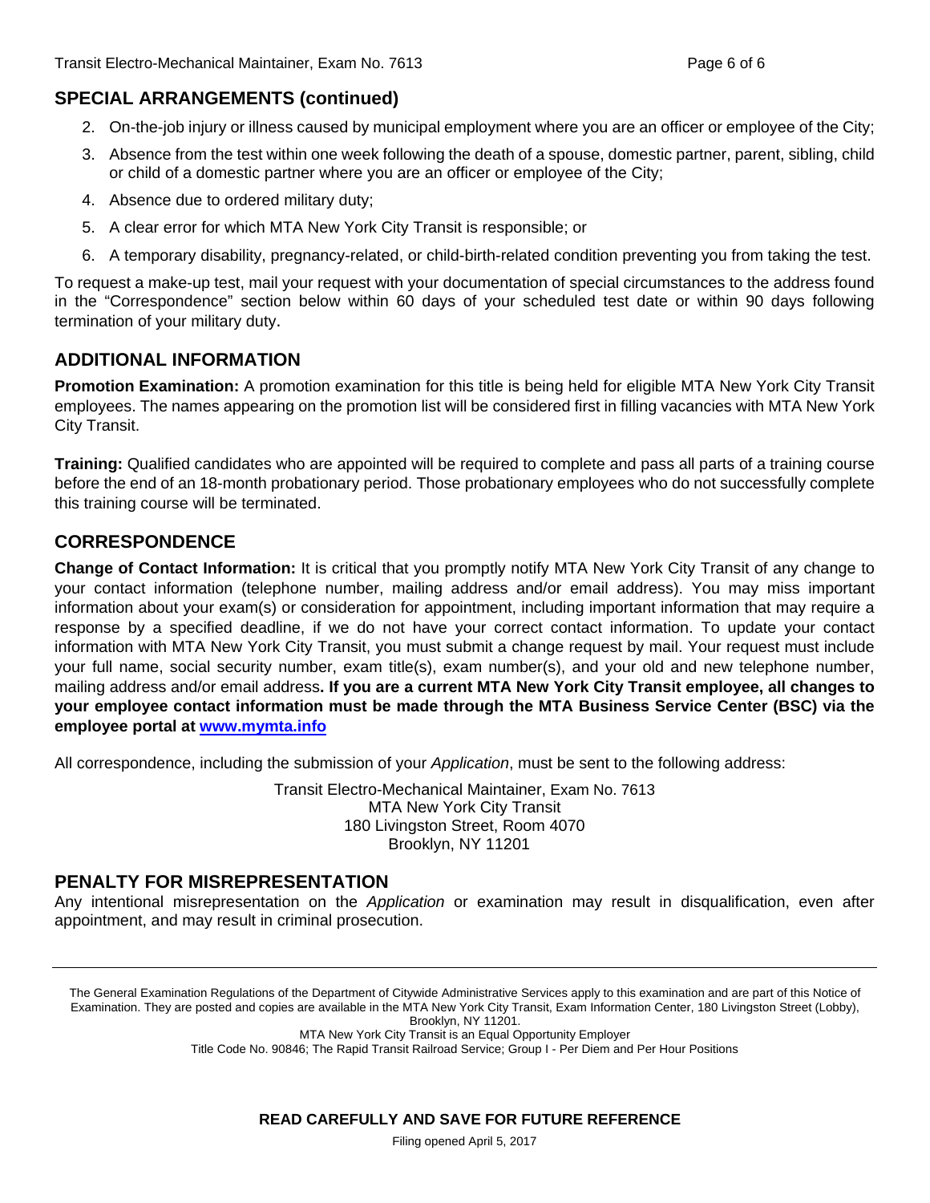## SPECIAL ARRANGEMENTS (continued)

2. On-the-job injury or illness caused by municipal employment where you are an officer or employee of the City;
3. Absence from the test within one week following the death of a spouse, domestic partner, parent, sibling, child or child of a domestic partner where you are an officer or employee of the City;
4. Absence due to ordered military duty;
5. A clear error for which MTA New York City Transit is responsible; or
6. A temporary disability, pregnancy-related, or child-birth-related condition preventing you from taking the test.

To request a make-up test, mail your request with your documentation of special circumstances to the address found in the "Correspondence" section below within 60 days of your scheduled test date or within 90 days following termination of your military duty.

## ADDITIONAL INFORMATION

**Promotion Examination:** A promotion examination for this title is being held for eligible MTA New York City Transit employees. The names appearing on the promotion list will be considered first in filling vacancies with MTA New York City Transit.

**Training:** Qualified candidates who are appointed will be required to complete and pass all parts of a training course before the end of an 18-month probationary period. Those probationary employees who do not successfully complete this training course will be terminated.

## CORRESPONDENCE

**Change of Contact Information:** It is critical that you promptly notify MTA New York City Transit of any change to your contact information (telephone number, mailing address and/or email address). You may miss important information about your exam(s) or consideration for appointment, including important information that may require a response by a specified deadline, if we do not have your correct contact information. To update your contact information with MTA New York City Transit, you must submit a change request by mail. Your request must include your full name, social security number, exam title(s), exam number(s), and your old and new telephone number, mailing address and/or email address**. If you are a current MTA New York City Transit employee, all changes to your employee contact information must be made through the MTA Business Service Center (BSC) via the employee portal at [www.mymta.info](http://www.mymta.info)**

All correspondence, including the submission of your *Application*, must be sent to the following address:

Transit Electro-Mechanical Maintainer, Exam No. 7613
MTA New York City Transit
180 Livingston Street, Room 4070
Brooklyn, NY 11201

## PENALTY FOR MISREPRESENTATION

Any intentional misrepresentation on the *Application* or examination may result in disqualification, even after appointment, and may result in criminal prosecution.

---

The General Examination Regulations of the Department of Citywide Administrative Services apply to this examination and are part of this Notice of Examination. They are posted and copies are available in the MTA New York City Transit, Exam Information Center, 180 Livingston Street (Lobby), Brooklyn, NY 11201.
MTA New York City Transit is an Equal Opportunity Employer
Title Code No. 90846; The Rapid Transit Railroad Service; Group I - Per Diem and Per Hour Positions

**READ CAREFULLY AND SAVE FOR FUTURE REFERENCE**

Filing opened April 5, 2017